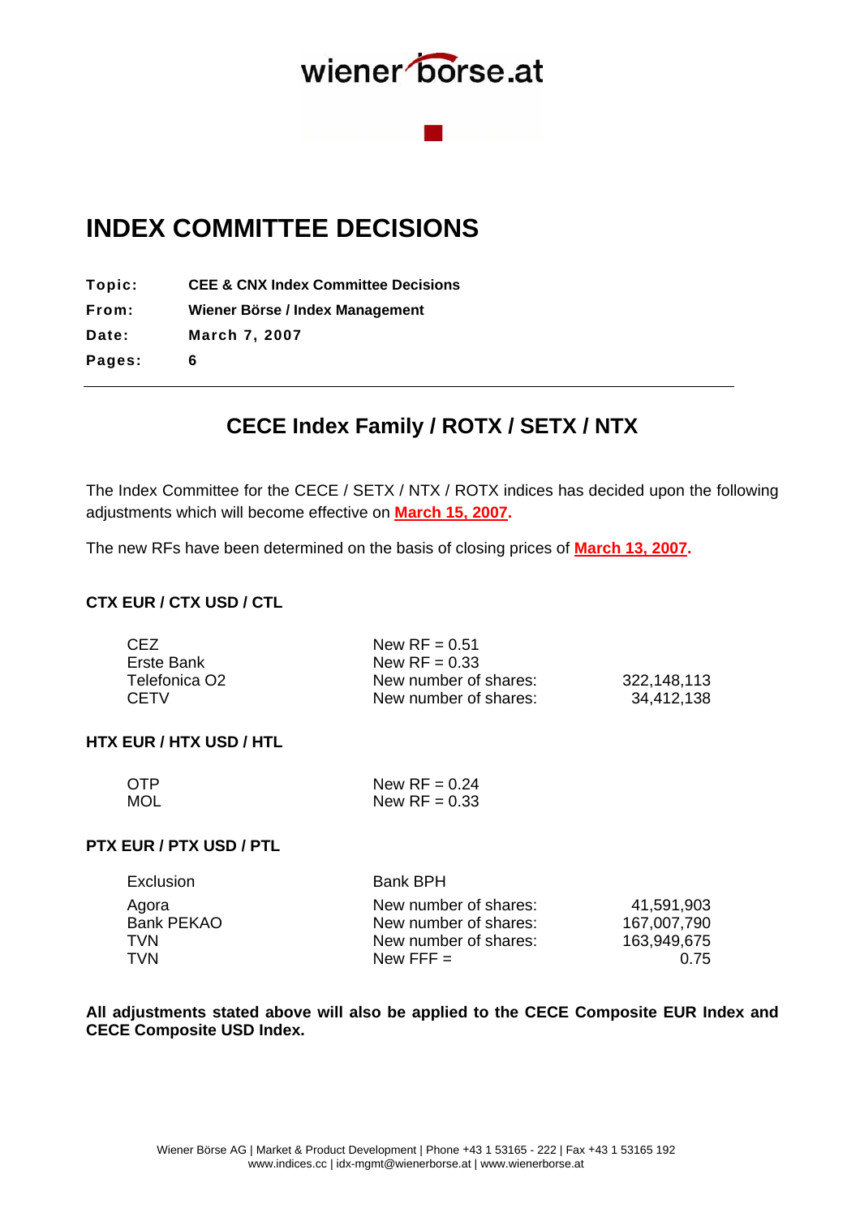wiener börse.at

# INDEX COMMITTEE DECISIONS

**Topic:** **CEE & CNX Index Committee Decisions**
**From:** **Wiener Börse / Index Management**
**Date:** **March 7, 2007**
**Pages:** **6**

---

## CECE Index Family / ROTX / SETX / NTX

The Index Committee for the CECE / SETX / NTX / ROTX indices has decided upon the following adjustments which will become effective on **March 15, 2007**.

The new RFs have been determined on the basis of closing prices of **March 13, 2007**.

### CTX EUR / CTX USD / CTL

| | | |
|---|---|---|
| CEZ | New RF = 0.51 | |
| Erste Bank | New RF = 0.33 | |
| Telefonica O2 | New number of shares: | 322,148,113 |
| CETV | New number of shares: | 34,412,138 |

### HTX EUR / HTX USD / HTL

| | |
|---|---|
| OTP | New RF = 0.24 |
| MOL | New RF = 0.33 |

### PTX EUR / PTX USD / PTL

| | | |
|---|---|---|
| Exclusion | Bank BPH | |
| Agora | New number of shares: | 41,591,903 |
| Bank PEKAO | New number of shares: | 167,007,790 |
| TVN | New number of shares: | 163,949,675 |
| TVN | New FFF = | 0.75 |

**All adjustments stated above will also be applied to the CECE Composite EUR Index and CECE Composite USD Index.**

Wiener Börse AG | Market & Product Development | Phone +43 1 53165 - 222 | Fax +43 1 53165 192
www.indices.cc | idx-mgmt@wienerborse.at | www.wienerborse.at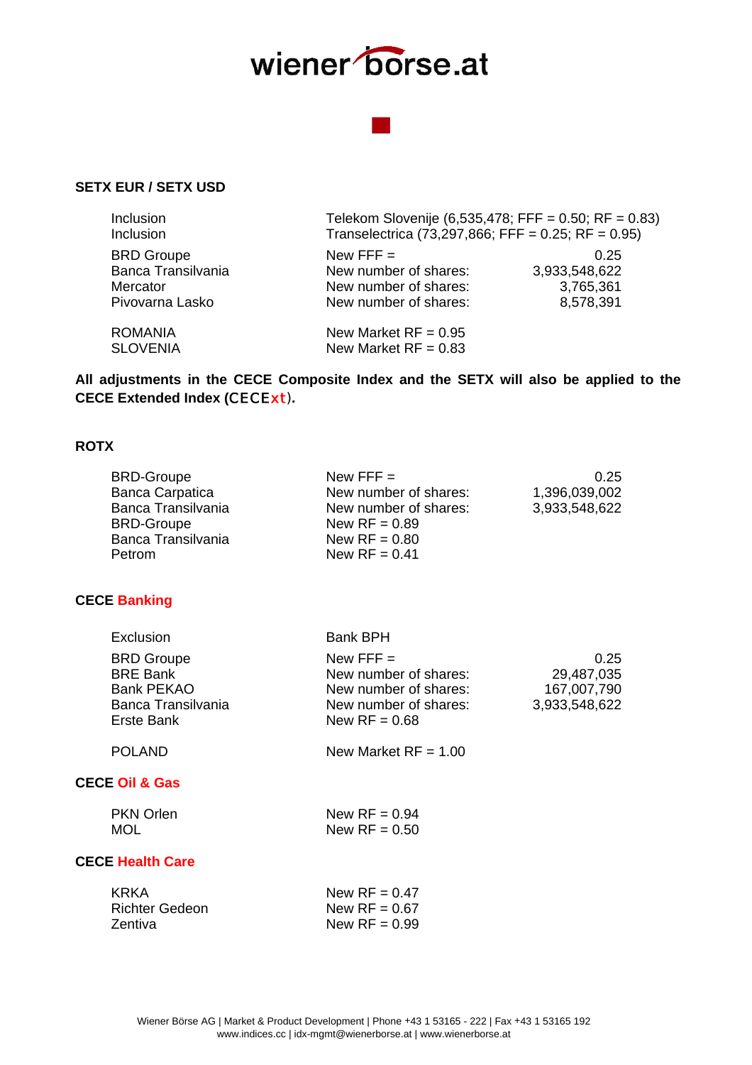### SETX EUR / SETX USD

| | | |
|---|---|---|
| Inclusion | Telekom Slovenije (6,535,478; FFF = 0.50; RF = 0.83) | |
| Inclusion | Transelectrica (73,297,866; FFF = 0.25; RF = 0.95) | |
| BRD Groupe | New FFF = | 0.25 |
| Banca Transilvania | New number of shares: | 3,933,548,622 |
| Mercator | New number of shares: | 3,765,361 |
| Pivovarna Lasko | New number of shares: | 8,578,391 |
| ROMANIA | New Market RF = 0.95 | |
| SLOVENIA | New Market RF = 0.83 | |

**All adjustments in the CECE Composite Index and the SETX will also be applied to the CECE Extended Index (CECExt).**

### ROTX

| | | |
|---|---|---|
| BRD-Groupe | New FFF = | 0.25 |
| Banca Carpatica | New number of shares: | 1,396,039,002 |
| Banca Transilvania | New number of shares: | 3,933,548,622 |
| BRD-Groupe | New RF = 0.89 | |
| Banca Transilvania | New RF = 0.80 | |
| Petrom | New RF = 0.41 | |

### CECE Banking

| | | |
|---|---|---|
| Exclusion | Bank BPH | |
| BRD Groupe | New FFF = | 0.25 |
| BRE Bank | New number of shares: | 29,487,035 |
| Bank PEKAO | New number of shares: | 167,007,790 |
| Banca Transilvania | New number of shares: | 3,933,548,622 |
| Erste Bank | New RF = 0.68 | |
| POLAND | New Market RF = 1.00 | |

### CECE Oil & Gas

| | |
|---|---|
| PKN Orlen | New RF = 0.94 |
| MOL | New RF = 0.50 |

### CECE Health Care

| | |
|---|---|
| KRKA | New RF = 0.47 |
| Richter Gedeon | New RF = 0.67 |
| Zentiva | New RF = 0.99 |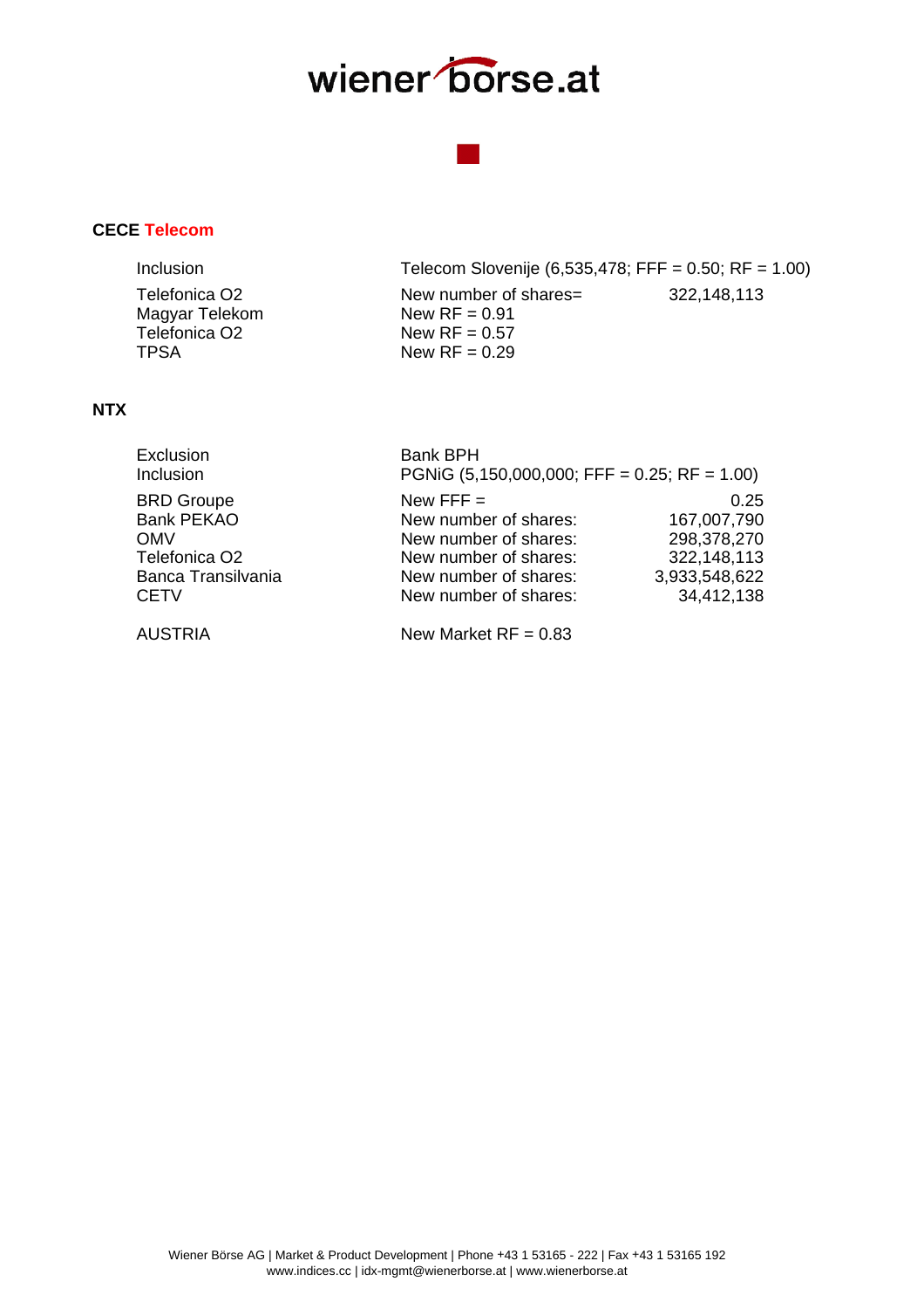## CECE Telecom

| | | |
|---|---|---|
| Inclusion | Telecom Slovenije (6,535,478; FFF = 0.50; RF = 1.00) | |
| Telefonica O2 | New number of shares= | 322,148,113 |
| Magyar Telekom | New RF = 0.91 | |
| Telefonica O2 | New RF = 0.57 | |
| TPSA | New RF = 0.29 | |

## NTX

| | | |
|---|---|---|
| Exclusion | Bank BPH | |
| Inclusion | PGNiG (5,150,000,000; FFF = 0.25; RF = 1.00) | |
| BRD Groupe | New FFF = | 0.25 |
| Bank PEKAO | New number of shares: | 167,007,790 |
| OMV | New number of shares: | 298,378,270 |
| Telefonica O2 | New number of shares: | 322,148,113 |
| Banca Transilvania | New number of shares: | 3,933,548,622 |
| CETV | New number of shares: | 34,412,138 |
| AUSTRIA | New Market RF = 0.83 | |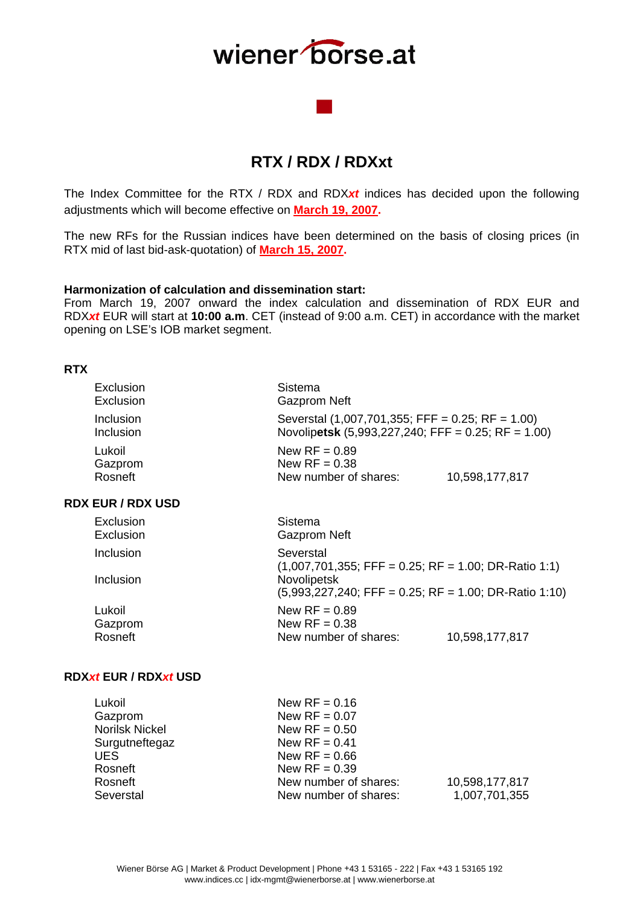# RTX / RDX / RDXxt

The Index Committee for the RTX / RDX and RDX*xt* indices has decided upon the following adjustments which will become effective on **March 19, 2007**.

The new RFs for the Russian indices have been determined on the basis of closing prices (in RTX mid of last bid-ask-quotation) of **March 15, 2007**.

**Harmonization of calculation and dissemination start:**
From March 19, 2007 onward the index calculation and dissemination of RDX EUR and RDX*xt* EUR will start at **10:00 a.m**. CET (instead of 9:00 a.m. CET) in accordance with the market opening on LSE's IOB market segment.

**RTX**

| | | |
|---|---|---|
| Exclusion | Sistema | |
| Exclusion | Gazprom Neft | |
| Inclusion | Severstal (1,007,701,355; FFF = 0.25; RF = 1.00) | |
| Inclusion | Novolipetsk (5,993,227,240; FFF = 0.25; RF = 1.00) | |
| Lukoil | New RF = 0.89 | |
| Gazprom | New RF = 0.38 | |
| Rosneft | New number of shares: | 10,598,177,817 |

**RDX EUR / RDX USD**

| | | |
|---|---|---|
| Exclusion | Sistema | |
| Exclusion | Gazprom Neft | |
| Inclusion | Severstal (1,007,701,355; FFF = 0.25; RF = 1.00; DR-Ratio 1:1) | |
| Inclusion | Novolipetsk (5,993,227,240; FFF = 0.25; RF = 1.00; DR-Ratio 1:10) | |
| Lukoil | New RF = 0.89 | |
| Gazprom | New RF = 0.38 | |
| Rosneft | New number of shares: | 10,598,177,817 |

**RDX*xt* EUR / RDX*xt* USD**

| | | |
|---|---|---|
| Lukoil | New RF = 0.16 | |
| Gazprom | New RF = 0.07 | |
| Norilsk Nickel | New RF = 0.50 | |
| Surgutneftegaz | New RF = 0.41 | |
| UES | New RF = 0.66 | |
| Rosneft | New RF = 0.39 | |
| Rosneft | New number of shares: | 10,598,177,817 |
| Severstal | New number of shares: | 1,007,701,355 |

Wiener Börse AG | Market & Product Development | Phone +43 1 53165 - 222 | Fax +43 1 53165 192
www.indices.cc | idx-mgmt@wienerborse.at | www.wienerborse.at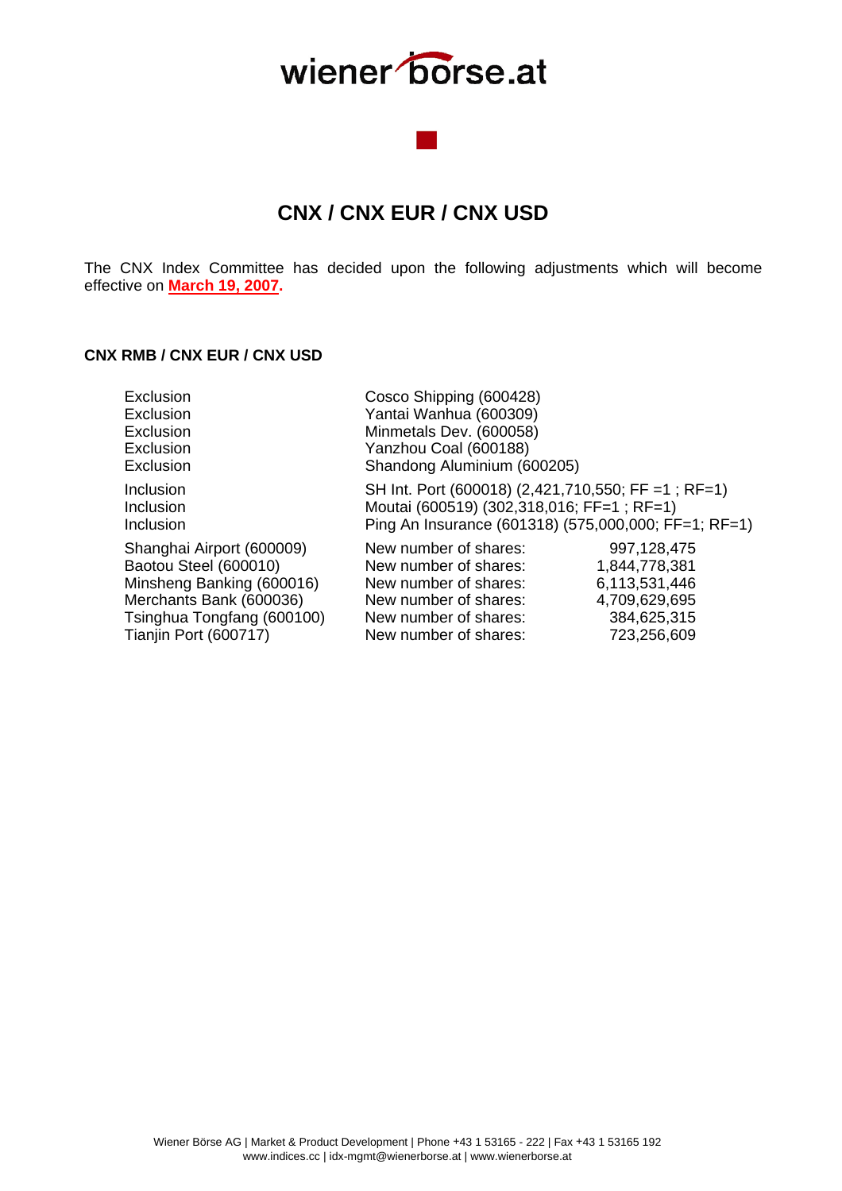# CNX / CNX EUR / CNX USD

The CNX Index Committee has decided upon the following adjustments which will become effective on **March 19, 2007.**

### CNX RMB / CNX EUR / CNX USD

| | | |
|---|---|---|
| Exclusion | Cosco Shipping (600428) | |
| Exclusion | Yantai Wanhua (600309) | |
| Exclusion | Minmetals Dev. (600058) | |
| Exclusion | Yanzhou Coal (600188) | |
| Exclusion | Shandong Aluminium (600205) | |
| Inclusion | SH Int. Port (600018) (2,421,710,550; FF =1 ; RF=1) | |
| Inclusion | Moutai (600519) (302,318,016; FF=1 ; RF=1) | |
| Inclusion | Ping An Insurance (601318) (575,000,000; FF=1; RF=1) | |
| Shanghai Airport (600009) | New number of shares: | 997,128,475 |
| Baotou Steel (600010) | New number of shares: | 1,844,778,381 |
| Minsheng Banking (600016) | New number of shares: | 6,113,531,446 |
| Merchants Bank (600036) | New number of shares: | 4,709,629,695 |
| Tsinghua Tongfang (600100) | New number of shares: | 384,625,315 |
| Tianjin Port (600717) | New number of shares: | 723,256,609 |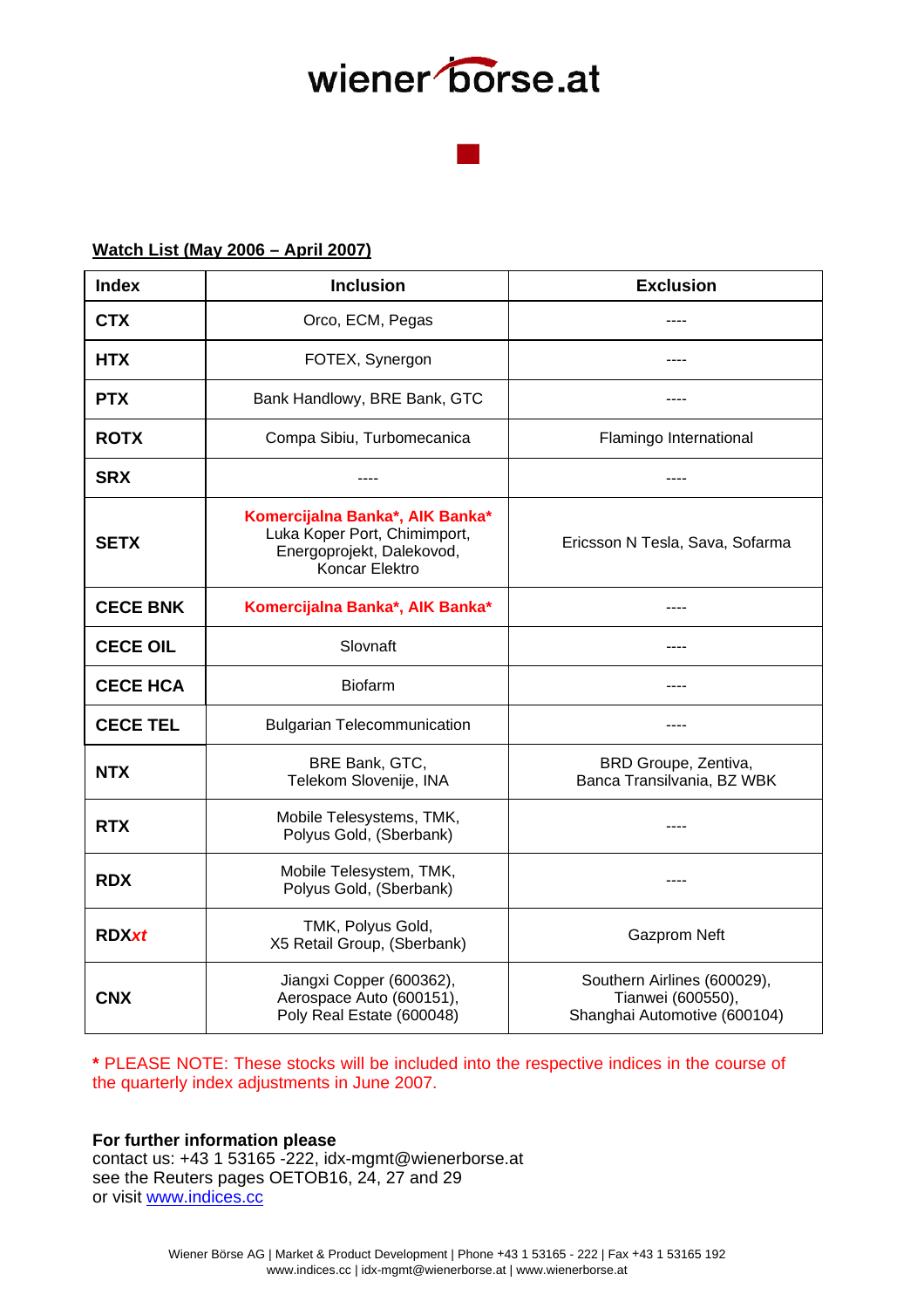**Watch List (May 2006 – April 2007)**

| Index | Inclusion | Exclusion |
|---|---|---|
| **CTX** | Orco, ECM, Pegas | ---- |
| **HTX** | FOTEX, Synergon | ---- |
| **PTX** | Bank Handlowy, BRE Bank, GTC | ---- |
| **ROTX** | Compa Sibiu, Turbomecanica | Flamingo International |
| **SRX** | ---- | ---- |
| **SETX** | **Komercijalna Banka*, AIK Banka*** Luka Koper Port, Chimimport, Energoprojekt, Dalekovod, Koncar Elektro | Ericsson N Tesla, Sava, Sofarma |
| **CECE BNK** | **Komercijalna Banka*, AIK Banka*** | ---- |
| **CECE OIL** | Slovnaft | ---- |
| **CECE HCA** | Biofarm | ---- |
| **CECE TEL** | Bulgarian Telecommunication | ---- |
| **NTX** | BRE Bank, GTC, Telekom Slovenije, INA | BRD Groupe, Zentiva, Banca Transilvania, BZ WBK |
| **RTX** | Mobile Telesystems, TMK, Polyus Gold, (Sberbank) | ---- |
| **RDX** | Mobile Telesystem, TMK, Polyus Gold, (Sberbank) | ---- |
| **RDX*xt*** | TMK, Polyus Gold, X5 Retail Group, (Sberbank) | Gazprom Neft |
| **CNX** | Jiangxi Copper (600362), Aerospace Auto (600151), Poly Real Estate (600048) | Southern Airlines (600029), Tianwei (600550), Shanghai Automotive (600104) |

**\*** PLEASE NOTE: These stocks will be included into the respective indices in the course of the quarterly index adjustments in June 2007.

**For further information please**
contact us: +43 1 53165 -222, idx-mgmt@wienerborse.at
see the Reuters pages OETOB16, 24, 27 and 29
or visit www.indices.cc